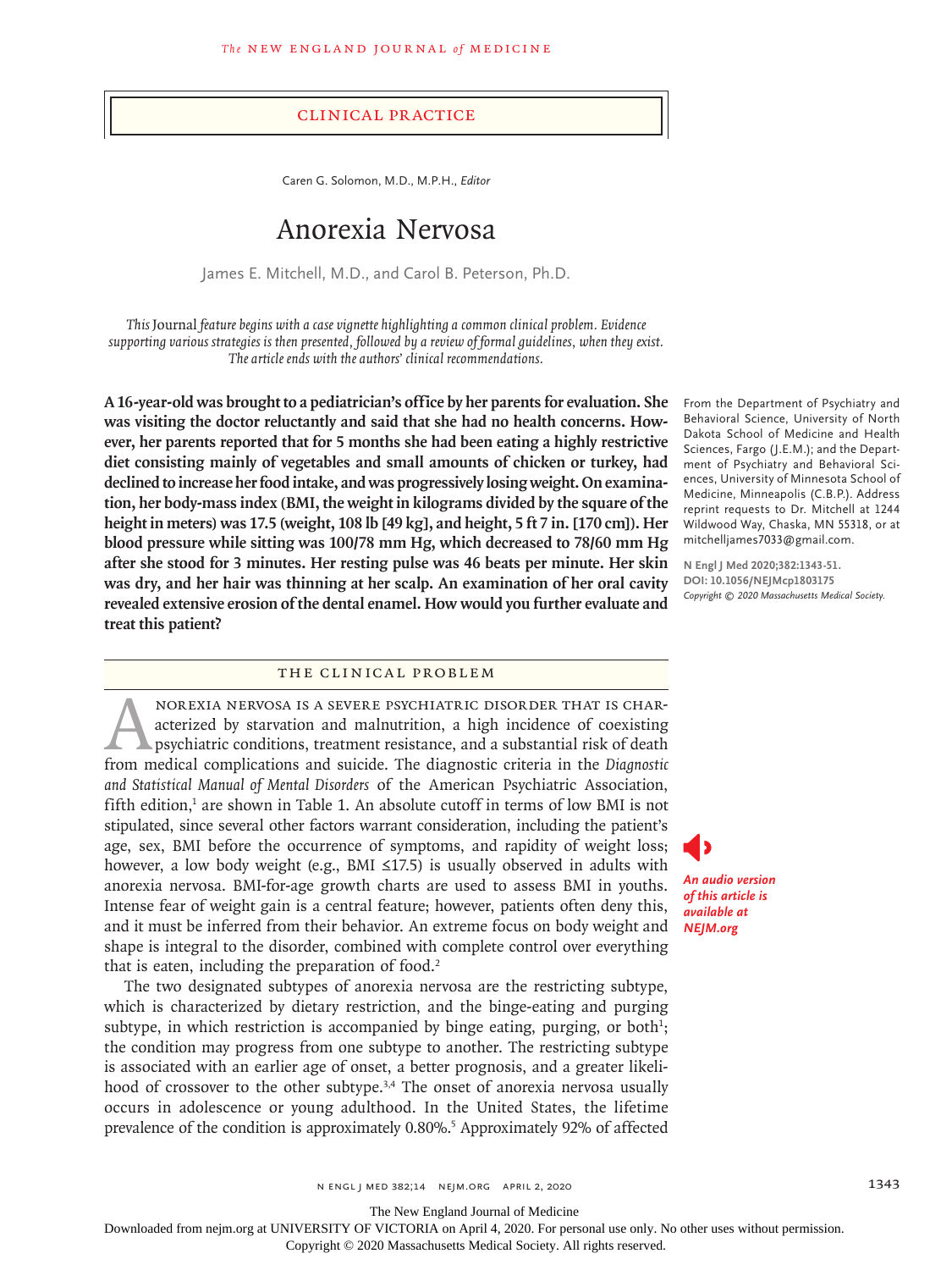CLINICAL PRACTICE

Caren G. Solomon, M.D., M.P.H., *Editor*

# Anorexia Nervosa

James E. Mitchell, M.D., and Carol B. Peterson, Ph.D.

*This* Journal *feature begins with a case vignette highlighting a common clinical problem. Evidence supporting various strategies is then presented, followed by a review of formal guidelines, when they exist. The article ends with the authors' clinical recommendations.*

**A 16-year-old was brought to a pediatrician's office by her parents for evaluation. She was visiting the doctor reluctantly and said that she had no health concerns. However, her parents reported that for 5 months she had been eating a highly restrictive diet consisting mainly of vegetables and small amounts of chicken or turkey, had declined to increase her food intake, and was progressively losing weight. On examination, her body-mass index (BMI, the weight in kilograms divided by the square of the height in meters) was 17.5 (weight, 108 lb [49 kg], and height, 5 ft 7 in. [170 cm]). Her blood pressure while sitting was 100/78 mm Hg, which decreased to 78/60 mm Hg after she stood for 3 minutes. Her resting pulse was 46 beats per minute. Her skin was dry, and her hair was thinning at her scalp. An examination of her oral cavity revealed extensive erosion of the dental enamel. How would you further evaluate and treat this patient?**

From the Department of Psychiatry and Behavioral Science, University of North Dakota School of Medicine and Health Sciences, Fargo (J.E.M.); and the Department of Psychiatry and Behavioral Sciences, University of Minnesota School of Medicine, Minneapolis (C.B.P.). Address reprint requests to Dr. Mitchell at 1244 Wildwood Way, Chaska, MN 55318, or at mitchelljames7033@gmail.com.

**N Engl J Med 2020;382:1343-51.**
**DOI: 10.1056/NEJMcp1803175**
*Copyright © 2020 Massachusetts Medical Society.*

*An audio version of this article is available at NEJM.org*

## THE CLINICAL PROBLEM

Anorexia nervosa is a severe psychiatric disorder that is characterized by starvation and malnutrition, a high incidence of coexisting psychiatric conditions, treatment resistance, and a substantial risk of death from medical complications and suicide. The diagnostic criteria in the *Diagnostic and Statistical Manual of Mental Disorders* of the American Psychiatric Association, fifth edition,[1] are shown in Table 1. An absolute cutoff in terms of low BMI is not stipulated, since several other factors warrant consideration, including the patient's age, sex, BMI before the occurrence of symptoms, and rapidity of weight loss; however, a low body weight (e.g., BMI ≤17.5) is usually observed in adults with anorexia nervosa. BMI-for-age growth charts are used to assess BMI in youths. Intense fear of weight gain is a central feature; however, patients often deny this, and it must be inferred from their behavior. An extreme focus on body weight and shape is integral to the disorder, combined with complete control over everything that is eaten, including the preparation of food.[2]

The two designated subtypes of anorexia nervosa are the restricting subtype, which is characterized by dietary restriction, and the binge-eating and purging subtype, in which restriction is accompanied by binge eating, purging, or both[1]; the condition may progress from one subtype to another. The restricting subtype is associated with an earlier age of onset, a better prognosis, and a greater likelihood of crossover to the other subtype.[3,4] The onset of anorexia nervosa usually occurs in adolescence or young adulthood. In the United States, the lifetime prevalence of the condition is approximately 0.80%.[5] Approximately 92% of affected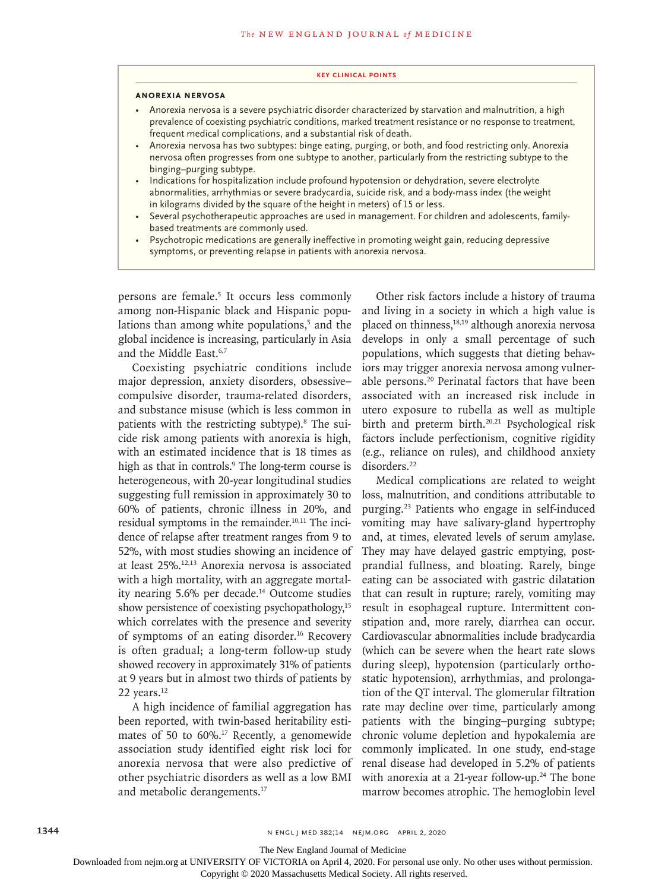**KEY CLINICAL POINTS**

**ANOREXIA NERVOSA**

- Anorexia nervosa is a severe psychiatric disorder characterized by starvation and malnutrition, a high prevalence of coexisting psychiatric conditions, marked treatment resistance or no response to treatment, frequent medical complications, and a substantial risk of death.
- Anorexia nervosa has two subtypes: binge eating, purging, or both, and food restricting only. Anorexia nervosa often progresses from one subtype to another, particularly from the restricting subtype to the binging–purging subtype.
- Indications for hospitalization include profound hypotension or dehydration, severe electrolyte abnormalities, arrhythmias or severe bradycardia, suicide risk, and a body-mass index (the weight in kilograms divided by the square of the height in meters) of 15 or less.
- Several psychotherapeutic approaches are used in management. For children and adolescents, family-based treatments are commonly used.
- Psychotropic medications are generally ineffective in promoting weight gain, reducing depressive symptoms, or preventing relapse in patients with anorexia nervosa.

persons are female.[5] It occurs less commonly among non-Hispanic black and Hispanic populations than among white populations,[5] and the global incidence is increasing, particularly in Asia and the Middle East.[6,7]

Coexisting psychiatric conditions include major depression, anxiety disorders, obsessive–compulsive disorder, trauma-related disorders, and substance misuse (which is less common in patients with the restricting subtype).[8] The suicide risk among patients with anorexia is high, with an estimated incidence that is 18 times as high as that in controls.[9] The long-term course is heterogeneous, with 20-year longitudinal studies suggesting full remission in approximately 30 to 60% of patients, chronic illness in 20%, and residual symptoms in the remainder.[10,11] The incidence of relapse after treatment ranges from 9 to 52%, with most studies showing an incidence of at least 25%.[12,13] Anorexia nervosa is associated with a high mortality, with an aggregate mortality nearing 5.6% per decade.[14] Outcome studies show persistence of coexisting psychopathology,[15] which correlates with the presence and severity of symptoms of an eating disorder.[16] Recovery is often gradual; a long-term follow-up study showed recovery in approximately 31% of patients at 9 years but in almost two thirds of patients by 22 years.[12]

A high incidence of familial aggregation has been reported, with twin-based heritability estimates of 50 to 60%.[17] Recently, a genomewide association study identified eight risk loci for anorexia nervosa that were also predictive of other psychiatric disorders as well as a low BMI and metabolic derangements.[17]

Other risk factors include a history of trauma and living in a society in which a high value is placed on thinness,[18,19] although anorexia nervosa develops in only a small percentage of such populations, which suggests that dieting behaviors may trigger anorexia nervosa among vulnerable persons.[20] Perinatal factors that have been associated with an increased risk include in utero exposure to rubella as well as multiple birth and preterm birth.[20,21] Psychological risk factors include perfectionism, cognitive rigidity (e.g., reliance on rules), and childhood anxiety disorders.[22]

Medical complications are related to weight loss, malnutrition, and conditions attributable to purging.[23] Patients who engage in self-induced vomiting may have salivary-gland hypertrophy and, at times, elevated levels of serum amylase. They may have delayed gastric emptying, postprandial fullness, and bloating. Rarely, binge eating can be associated with gastric dilatation that can result in rupture; rarely, vomiting may result in esophageal rupture. Intermittent constipation and, more rarely, diarrhea can occur. Cardiovascular abnormalities include bradycardia (which can be severe when the heart rate slows during sleep), hypotension (particularly orthostatic hypotension), arrhythmias, and prolongation of the QT interval. The glomerular filtration rate may decline over time, particularly among patients with the binging–purging subtype; chronic volume depletion and hypokalemia are commonly implicated. In one study, end-stage renal disease had developed in 5.2% of patients with anorexia at a 21-year follow-up.[24] The bone marrow becomes atrophic. The hemoglobin level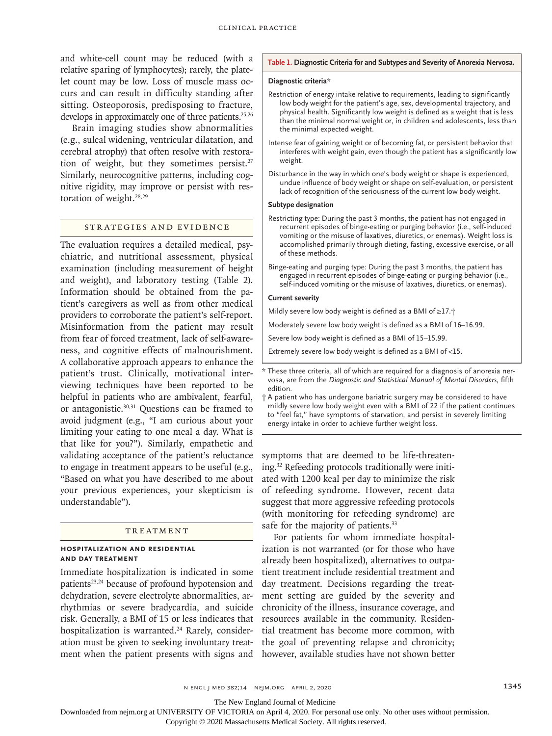and white-cell count may be reduced (with a relative sparing of lymphocytes); rarely, the platelet count may be low. Loss of muscle mass occurs and can result in difficulty standing after sitting. Osteoporosis, predisposing to fracture, develops in approximately one of three patients.[25,26]

Brain imaging studies show abnormalities (e.g., sulcal widening, ventricular dilatation, and cerebral atrophy) that often resolve with restoration of weight, but they sometimes persist.[27] Similarly, neurocognitive patterns, including cognitive rigidity, may improve or persist with restoration of weight.[28,29]

## Strategies and Evidence

The evaluation requires a detailed medical, psychiatric, and nutritional assessment, physical examination (including measurement of height and weight), and laboratory testing (Table 2). Information should be obtained from the patient's caregivers as well as from other medical providers to corroborate the patient's self-report. Misinformation from the patient may result from fear of forced treatment, lack of self-awareness, and cognitive effects of malnourishment. A collaborative approach appears to enhance the patient's trust. Clinically, motivational interviewing techniques have been reported to be helpful in patients who are ambivalent, fearful, or antagonistic.[30,31] Questions can be framed to avoid judgment (e.g., "I am curious about your limiting your eating to one meal a day. What is that like for you?"). Similarly, empathetic and validating acceptance of the patient's reluctance to engage in treatment appears to be useful (e.g., "Based on what you have described to me about your previous experiences, your skepticism is understandable").

**Table 1. Diagnostic Criteria for and Subtypes and Severity of Anorexia Nervosa.**

**Diagnostic criteria***

Restriction of energy intake relative to requirements, leading to significantly low body weight for the patient's age, sex, developmental trajectory, and physical health. Significantly low weight is defined as a weight that is less than the minimal normal weight or, in children and adolescents, less than the minimal expected weight.

Intense fear of gaining weight or of becoming fat, or persistent behavior that interferes with weight gain, even though the patient has a significantly low weight.

Disturbance in the way in which one's body weight or shape is experienced, undue influence of body weight or shape on self-evaluation, or persistent lack of recognition of the seriousness of the current low body weight.

**Subtype designation**

Restricting type: During the past 3 months, the patient has not engaged in recurrent episodes of binge-eating or purging behavior (i.e., self-induced vomiting or the misuse of laxatives, diuretics, or enemas). Weight loss is accomplished primarily through dieting, fasting, excessive exercise, or all of these methods.

Binge-eating and purging type: During the past 3 months, the patient has engaged in recurrent episodes of binge-eating or purging behavior (i.e., self-induced vomiting or the misuse of laxatives, diuretics, or enemas).

**Current severity**

Mildly severe low body weight is defined as a BMI of ≥17.†

Moderately severe low body weight is defined as a BMI of 16–16.99.

Severe low body weight is defined as a BMI of 15–15.99.

Extremely severe low body weight is defined as a BMI of <15.

\* These three criteria, all of which are required for a diagnosis of anorexia nervosa, are from the *Diagnostic and Statistical Manual of Mental Disorders*, fifth edition.

† A patient who has undergone bariatric surgery may be considered to have mildly severe low body weight even with a BMI of 22 if the patient continues to "feel fat," have symptoms of starvation, and persist in severely limiting energy intake in order to achieve further weight loss.

## Treatment

### Hospitalization and Residential and Day Treatment

Immediate hospitalization is indicated in some patients[23,24] because of profound hypotension and dehydration, severe electrolyte abnormalities, arrhythmias or severe bradycardia, and suicide risk. Generally, a BMI of 15 or less indicates that hospitalization is warranted.[24] Rarely, consideration must be given to seeking involuntary treatment when the patient presents with signs and symptoms that are deemed to be life-threatening.[32] Refeeding protocols traditionally were initiated with 1200 kcal per day to minimize the risk of refeeding syndrome. However, recent data suggest that more aggressive refeeding protocols (with monitoring for refeeding syndrome) are safe for the majority of patients.[33]

For patients for whom immediate hospitalization is not warranted (or for those who have already been hospitalized), alternatives to outpatient treatment include residential treatment and day treatment. Decisions regarding the treatment setting are guided by the severity and chronicity of the illness, insurance coverage, and resources available in the community. Residential treatment has become more common, with the goal of preventing relapse and chronicity; however, available studies have not shown better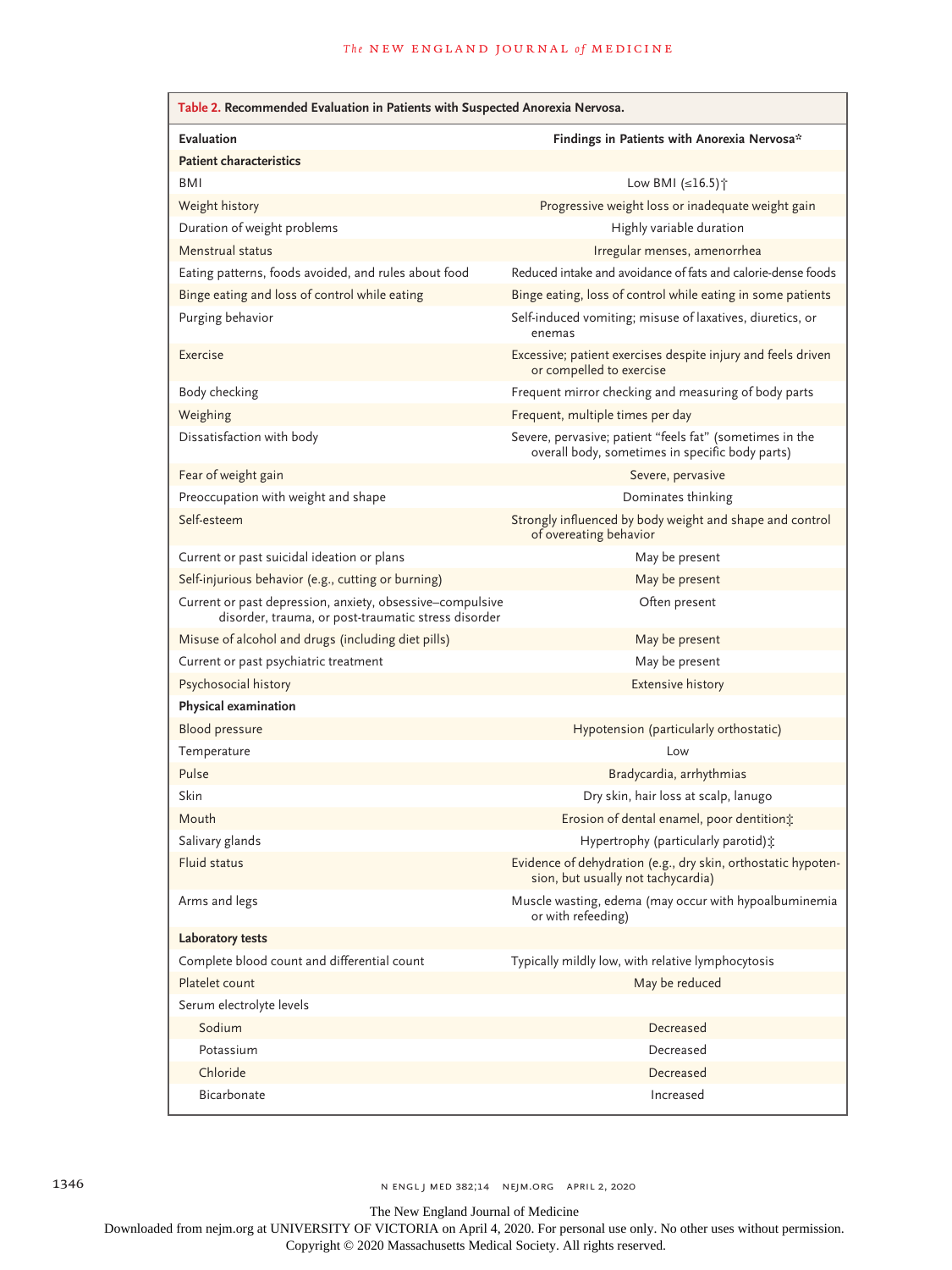**Table 2. Recommended Evaluation in Patients with Suspected Anorexia Nervosa.**

| Evaluation | Findings in Patients with Anorexia Nervosa* |
|---|---|
| **Patient characteristics** | |
| BMI | Low BMI (≤16.5)† |
| Weight history | Progressive weight loss or inadequate weight gain |
| Duration of weight problems | Highly variable duration |
| Menstrual status | Irregular menses, amenorrhea |
| Eating patterns, foods avoided, and rules about food | Reduced intake and avoidance of fats and calorie-dense foods |
| Binge eating and loss of control while eating | Binge eating, loss of control while eating in some patients |
| Purging behavior | Self-induced vomiting; misuse of laxatives, diuretics, or enemas |
| Exercise | Excessive; patient exercises despite injury and feels driven or compelled to exercise |
| Body checking | Frequent mirror checking and measuring of body parts |
| Weighing | Frequent, multiple times per day |
| Dissatisfaction with body | Severe, pervasive; patient "feels fat" (sometimes in the overall body, sometimes in specific body parts) |
| Fear of weight gain | Severe, pervasive |
| Preoccupation with weight and shape | Dominates thinking |
| Self-esteem | Strongly influenced by body weight and shape and control of overeating behavior |
| Current or past suicidal ideation or plans | May be present |
| Self-injurious behavior (e.g., cutting or burning) | May be present |
| Current or past depression, anxiety, obsessive–compulsive disorder, trauma, or post-traumatic stress disorder | Often present |
| Misuse of alcohol and drugs (including diet pills) | May be present |
| Current or past psychiatric treatment | May be present |
| Psychosocial history | Extensive history |
| **Physical examination** | |
| Blood pressure | Hypotension (particularly orthostatic) |
| Temperature | Low |
| Pulse | Bradycardia, arrhythmias |
| Skin | Dry skin, hair loss at scalp, lanugo |
| Mouth | Erosion of dental enamel, poor dentition‡ |
| Salivary glands | Hypertrophy (particularly parotid)‡ |
| Fluid status | Evidence of dehydration (e.g., dry skin, orthostatic hypotension, but usually not tachycardia) |
| Arms and legs | Muscle wasting, edema (may occur with hypoalbuminemia or with refeeding) |
| **Laboratory tests** | |
| Complete blood count and differential count | Typically mildly low, with relative lymphocytosis |
| Platelet count | May be reduced |
| Serum electrolyte levels | |
| Sodium | Decreased |
| Potassium | Decreased |
| Chloride | Decreased |
| Bicarbonate | Increased |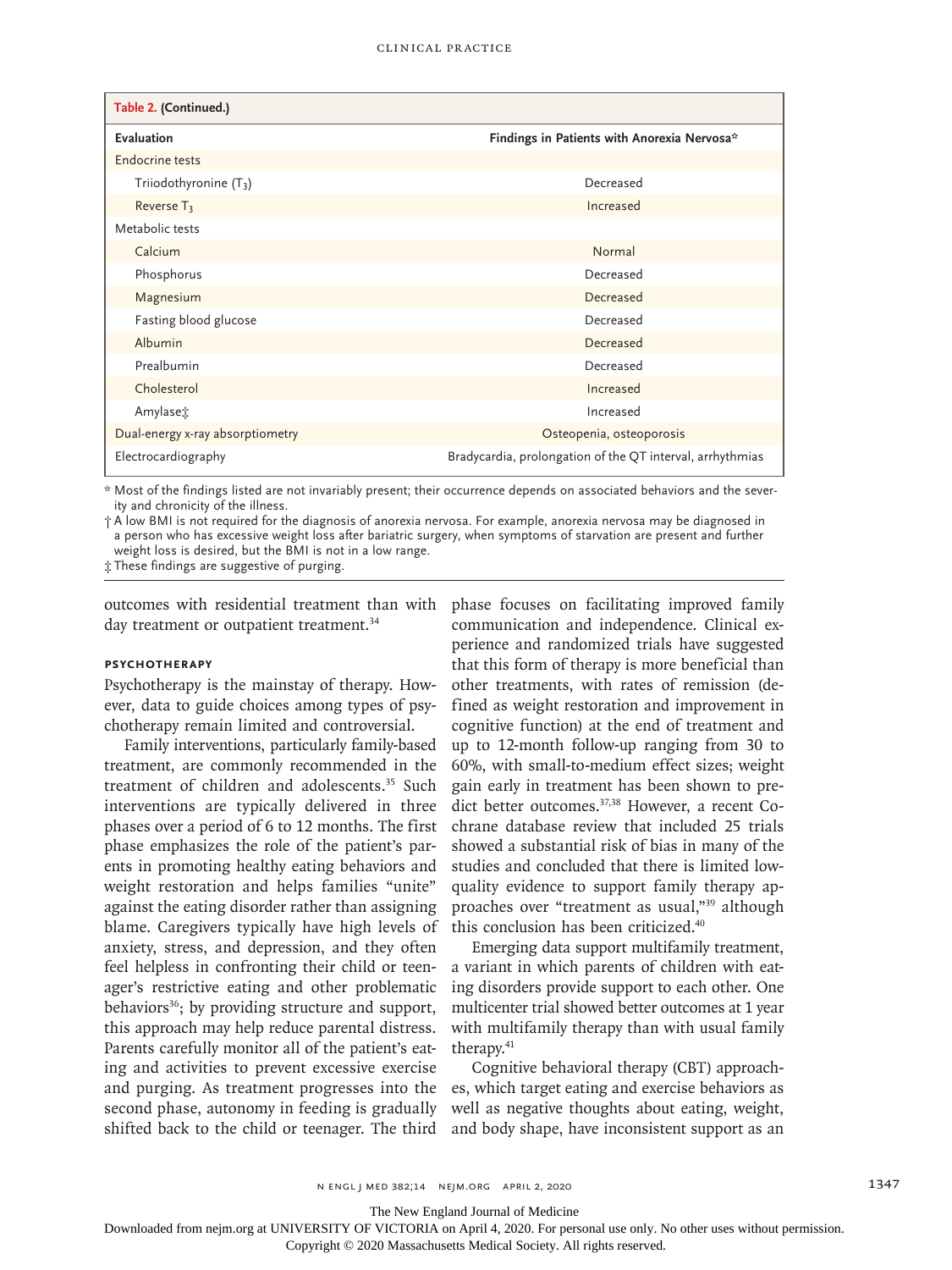**Table 2. (Continued.)**

| Evaluation | Findings in Patients with Anorexia Nervosa* |
|---|---|
| Endocrine tests | |
| Triiodothyronine ($T_3$) | Decreased |
| Reverse $T_3$ | Increased |
| Metabolic tests | |
| Calcium | Normal |
| Phosphorus | Decreased |
| Magnesium | Decreased |
| Fasting blood glucose | Decreased |
| Albumin | Decreased |
| Prealbumin | Decreased |
| Cholesterol | Increased |
| Amylase‡ | Increased |
| Dual-energy x-ray absorptiometry | Osteopenia, osteoporosis |
| Electrocardiography | Bradycardia, prolongation of the QT interval, arrhythmias |

* Most of the findings listed are not invariably present; their occurrence depends on associated behaviors and the severity and chronicity of the illness.

† A low BMI is not required for the diagnosis of anorexia nervosa. For example, anorexia nervosa may be diagnosed in a person who has excessive weight loss after bariatric surgery, when symptoms of starvation are present and further weight loss is desired, but the BMI is not in a low range.

‡ These findings are suggestive of purging.

outcomes with residential treatment than with day treatment or outpatient treatment.[34]

### Psychotherapy

Psychotherapy is the mainstay of therapy. However, data to guide choices among types of psychotherapy remain limited and controversial.

Family interventions, particularly family-based treatment, are commonly recommended in the treatment of children and adolescents.[35] Such interventions are typically delivered in three phases over a period of 6 to 12 months. The first phase emphasizes the role of the patient's parents in promoting healthy eating behaviors and weight restoration and helps families "unite" against the eating disorder rather than assigning blame. Caregivers typically have high levels of anxiety, stress, and depression, and they often feel helpless in confronting their child or teenager's restrictive eating and other problematic behaviors[36]; by providing structure and support, this approach may help reduce parental distress. Parents carefully monitor all of the patient's eating and activities to prevent excessive exercise and purging. As treatment progresses into the second phase, autonomy in feeding is gradually shifted back to the child or teenager. The third phase focuses on facilitating improved family communication and independence. Clinical experience and randomized trials have suggested that this form of therapy is more beneficial than other treatments, with rates of remission (defined as weight restoration and improvement in cognitive function) at the end of treatment and up to 12-month follow-up ranging from 30 to 60%, with small-to-medium effect sizes; weight gain early in treatment has been shown to predict better outcomes.[37,38] However, a recent Cochrane database review that included 25 trials showed a substantial risk of bias in many of the studies and concluded that there is limited low-quality evidence to support family therapy approaches over "treatment as usual,"[39] although this conclusion has been criticized.[40]

Emerging data support multifamily treatment, a variant in which parents of children with eating disorders provide support to each other. One multicenter trial showed better outcomes at 1 year with multifamily therapy than with usual family therapy.[41]

Cognitive behavioral therapy (CBT) approaches, which target eating and exercise behaviors as well as negative thoughts about eating, weight, and body shape, have inconsistent support as an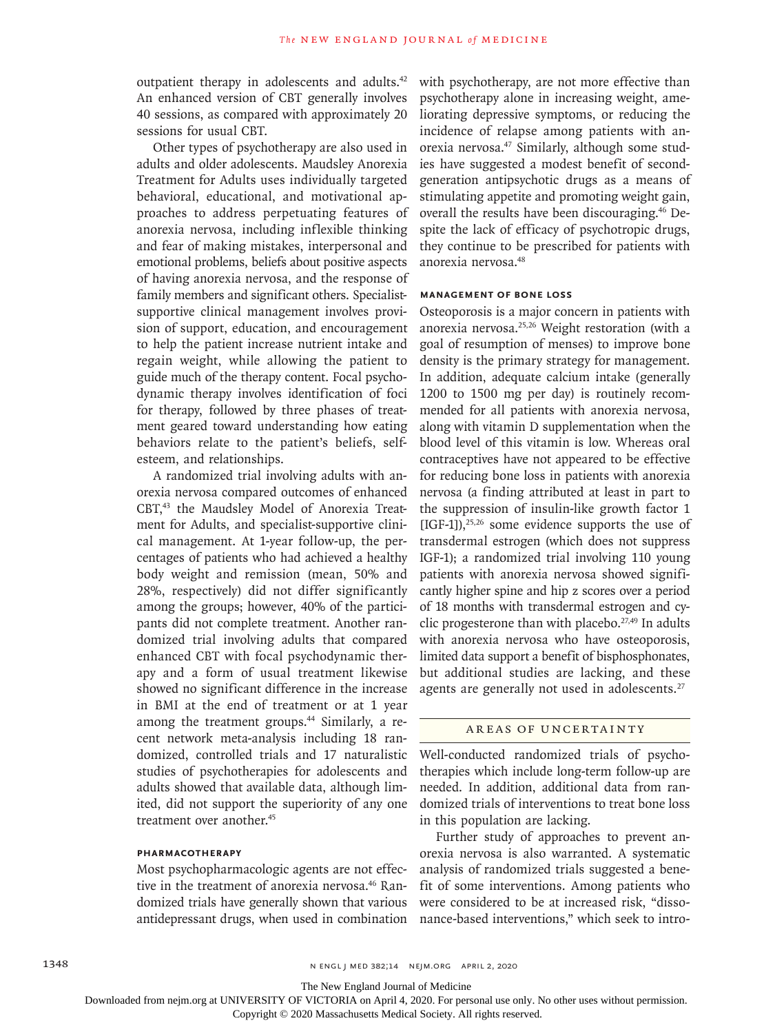outpatient therapy in adolescents and adults.[42] An enhanced version of CBT generally involves 40 sessions, as compared with approximately 20 sessions for usual CBT.

Other types of psychotherapy are also used in adults and older adolescents. Maudsley Anorexia Treatment for Adults uses individually targeted behavioral, educational, and motivational approaches to address perpetuating features of anorexia nervosa, including inflexible thinking and fear of making mistakes, interpersonal and emotional problems, beliefs about positive aspects of having anorexia nervosa, and the response of family members and significant others. Specialist-supportive clinical management involves provision of support, education, and encouragement to help the patient increase nutrient intake and regain weight, while allowing the patient to guide much of the therapy content. Focal psychodynamic therapy involves identification of foci for therapy, followed by three phases of treatment geared toward understanding how eating behaviors relate to the patient's beliefs, self-esteem, and relationships.

A randomized trial involving adults with anorexia nervosa compared outcomes of enhanced CBT,[43] the Maudsley Model of Anorexia Treatment for Adults, and specialist-supportive clinical management. At 1-year follow-up, the percentages of patients who had achieved a healthy body weight and remission (mean, 50% and 28%, respectively) did not differ significantly among the groups; however, 40% of the participants did not complete treatment. Another randomized trial involving adults that compared enhanced CBT with focal psychodynamic therapy and a form of usual treatment likewise showed no significant difference in the increase in BMI at the end of treatment or at 1 year among the treatment groups.[44] Similarly, a recent network meta-analysis including 18 randomized, controlled trials and 17 naturalistic studies of psychotherapies for adolescents and adults showed that available data, although limited, did not support the superiority of any one treatment over another.[45]

### Pharmacotherapy

Most psychopharmacologic agents are not effective in the treatment of anorexia nervosa.[46] Randomized trials have generally shown that various antidepressant drugs, when used in combination with psychotherapy, are not more effective than psychotherapy alone in increasing weight, ameliorating depressive symptoms, or reducing the incidence of relapse among patients with anorexia nervosa.[47] Similarly, although some studies have suggested a modest benefit of second-generation antipsychotic drugs as a means of stimulating appetite and promoting weight gain, overall the results have been discouraging.[46] Despite the lack of efficacy of psychotropic drugs, they continue to be prescribed for patients with anorexia nervosa.[48]

### Management of Bone Loss

Osteoporosis is a major concern in patients with anorexia nervosa.[25,26] Weight restoration (with a goal of resumption of menses) to improve bone density is the primary strategy for management. In addition, adequate calcium intake (generally 1200 to 1500 mg per day) is routinely recommended for all patients with anorexia nervosa, along with vitamin D supplementation when the blood level of this vitamin is low. Whereas oral contraceptives have not appeared to be effective for reducing bone loss in patients with anorexia nervosa (a finding attributed at least in part to the suppression of insulin-like growth factor 1 [IGF-1]),[25,26] some evidence supports the use of transdermal estrogen (which does not suppress IGF-1); a randomized trial involving 110 young patients with anorexia nervosa showed significantly higher spine and hip z scores over a period of 18 months with transdermal estrogen and cyclic progesterone than with placebo.[27,49] In adults with anorexia nervosa who have osteoporosis, limited data support a benefit of bisphosphonates, but additional studies are lacking, and these agents are generally not used in adolescents.[27]

## Areas of Uncertainty

Well-conducted randomized trials of psychotherapies which include long-term follow-up are needed. In addition, additional data from randomized trials of interventions to treat bone loss in this population are lacking.

Further study of approaches to prevent anorexia nervosa is also warranted. A systematic analysis of randomized trials suggested a benefit of some interventions. Among patients who were considered to be at increased risk, "dissonance-based interventions," which seek to intro-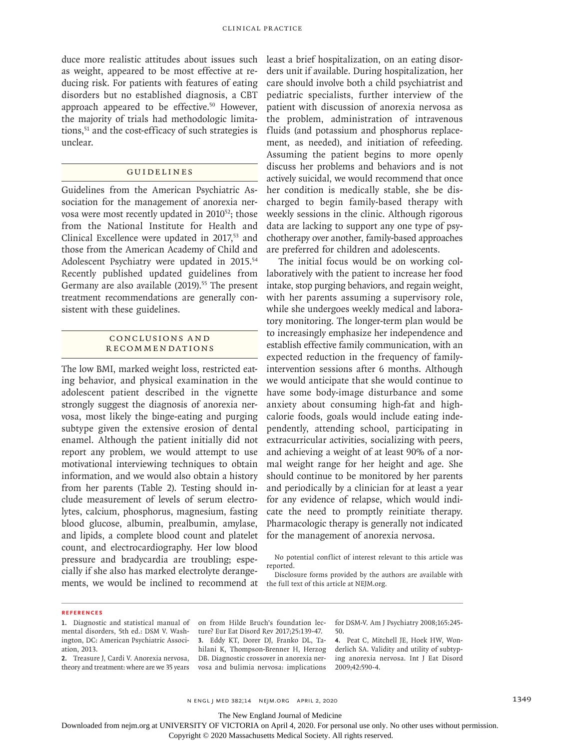duce more realistic attitudes about issues such as weight, appeared to be most effective at reducing risk. For patients with features of eating disorders but no established diagnosis, a CBT approach appeared to be effective.[50] However, the majority of trials had methodologic limitations,[51] and the cost-efficacy of such strategies is unclear.

## Guidelines

Guidelines from the American Psychiatric Association for the management of anorexia nervosa were most recently updated in 2010[52]; those from the National Institute for Health and Clinical Excellence were updated in 2017,[53] and those from the American Academy of Child and Adolescent Psychiatry were updated in 2015.[54] Recently published updated guidelines from Germany are also available (2019).[55] The present treatment recommendations are generally consistent with these guidelines.

## Conclusions and Recommendations

The low BMI, marked weight loss, restricted eating behavior, and physical examination in the adolescent patient described in the vignette strongly suggest the diagnosis of anorexia nervosa, most likely the binge-eating and purging subtype given the extensive erosion of dental enamel. Although the patient initially did not report any problem, we would attempt to use motivational interviewing techniques to obtain information, and we would also obtain a history from her parents (Table 2). Testing should include measurement of levels of serum electrolytes, calcium, phosphorus, magnesium, fasting blood glucose, albumin, prealbumin, amylase, and lipids, a complete blood count and platelet count, and electrocardiography. Her low blood pressure and bradycardia are troubling; especially if she also has marked electrolyte derangements, we would be inclined to recommend at least a brief hospitalization, on an eating disorders unit if available. During hospitalization, her care should involve both a child psychiatrist and pediatric specialists, further interview of the patient with discussion of anorexia nervosa as the problem, administration of intravenous fluids (and potassium and phosphorus replacement, as needed), and initiation of refeeding. Assuming the patient begins to more openly discuss her problems and behaviors and is not actively suicidal, we would recommend that once her condition is medically stable, she be discharged to begin family-based therapy with weekly sessions in the clinic. Although rigorous data are lacking to support any one type of psychotherapy over another, family-based approaches are preferred for children and adolescents.

The initial focus would be on working collaboratively with the patient to increase her food intake, stop purging behaviors, and regain weight, with her parents assuming a supervisory role, while she undergoes weekly medical and laboratory monitoring. The longer-term plan would be to increasingly emphasize her independence and establish effective family communication, with an expected reduction in the frequency of family-intervention sessions after 6 months. Although we would anticipate that she would continue to have some body-image disturbance and some anxiety about consuming high-fat and high-calorie foods, goals would include eating independently, attending school, participating in extracurricular activities, socializing with peers, and achieving a weight of at least 90% of a normal weight range for her height and age. She should continue to be monitored by her parents and periodically by a clinician for at least a year for any evidence of relapse, which would indicate the need to promptly reinitiate therapy. Pharmacologic therapy is generally not indicated for the management of anorexia nervosa.

No potential conflict of interest relevant to this article was reported.

Disclosure forms provided by the authors are available with the full text of this article at NEJM.org.

## References

1. Diagnostic and statistical manual of mental disorders, 5th ed.: DSM V. Washington, DC: American Psychiatric Association, 2013.
2. Treasure J, Cardi V. Anorexia nervosa, theory and treatment: where are we 35 years on from Hilde Bruch's foundation lecture? Eur Eat Disord Rev 2017;25:139-47.
3. Eddy KT, Dorer DJ, Franko DL, Tahilani K, Thompson-Brenner H, Herzog DB. Diagnostic crossover in anorexia nervosa and bulimia nervosa: implications for DSM-V. Am J Psychiatry 2008;165:245-50.
4. Peat C, Mitchell JE, Hoek HW, Wonderlich SA. Validity and utility of subtyping anorexia nervosa. Int J Eat Disord 2009;42:590-4.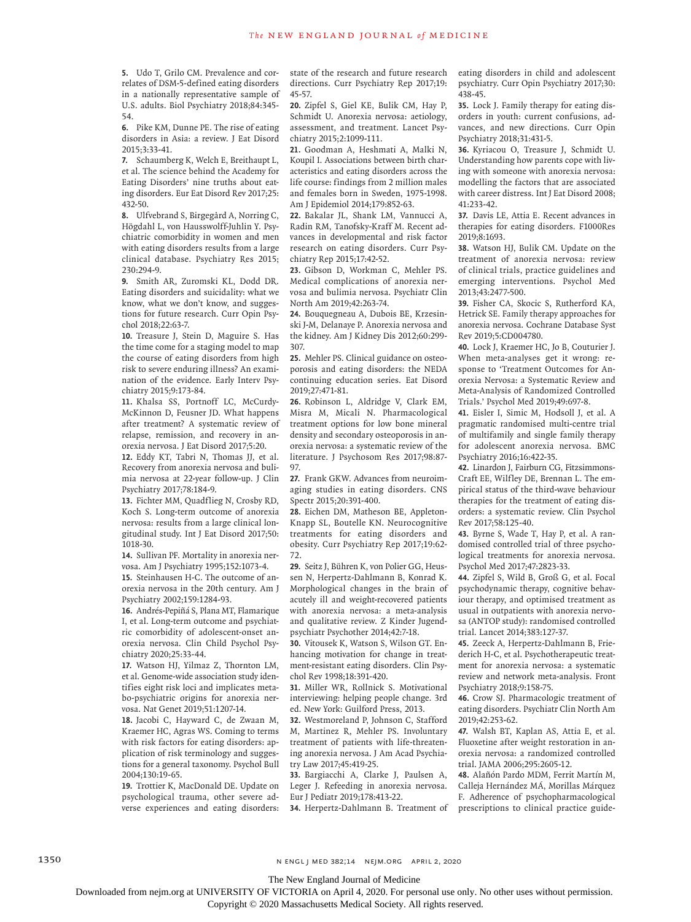5. Udo T, Grilo CM. Prevalence and correlates of DSM-5-defined eating disorders in a nationally representative sample of U.S. adults. Biol Psychiatry 2018;84:345-54.

6. Pike KM, Dunne PE. The rise of eating disorders in Asia: a review. J Eat Disord 2015;3:33-41.

7. Schaumberg K, Welch E, Breithaupt L, et al. The science behind the Academy for Eating Disorders' nine truths about eating disorders. Eur Eat Disord Rev 2017;25:432-50.

8. Ulfvebrand S, Birgegård A, Norring C, Högdahl L, von Hausswolff-Juhlin Y. Psychiatric comorbidity in women and men with eating disorders results from a large clinical database. Psychiatry Res 2015;230:294-9.

9. Smith AR, Zuromski KL, Dodd DR. Eating disorders and suicidality: what we know, what we don't know, and suggestions for future research. Curr Opin Psychol 2018;22:63-7.

10. Treasure J, Stein D, Maguire S. Has the time come for a staging model to map the course of eating disorders from high risk to severe enduring illness? An examination of the evidence. Early Interv Psychiatry 2015;9:173-84.

11. Khalsa SS, Portnoff LC, McCurdy-McKinnon D, Feusner JD. What happens after treatment? A systematic review of relapse, remission, and recovery in anorexia nervosa. J Eat Disord 2017;5:20.

12. Eddy KT, Tabri N, Thomas JJ, et al. Recovery from anorexia nervosa and bulimia nervosa at 22-year follow-up. J Clin Psychiatry 2017;78:184-9.

13. Fichter MM, Quadflieg N, Crosby RD, Koch S. Long-term outcome of anorexia nervosa: results from a large clinical longitudinal study. Int J Eat Disord 2017;50:1018-30.

14. Sullivan PF. Mortality in anorexia nervosa. Am J Psychiatry 1995;152:1073-4.

15. Steinhausen H-C. The outcome of anorexia nervosa in the 20th century. Am J Psychiatry 2002;159:1284-93.

16. Andrés-Pepiñá S, Plana MT, Flamarique I, et al. Long-term outcome and psychiatric comorbidity of adolescent-onset anorexia nervosa. Clin Child Psychol Psychiatry 2020;25:33-44.

17. Watson HJ, Yilmaz Z, Thornton LM, et al. Genome-wide association study identifies eight risk loci and implicates metabo-psychiatric origins for anorexia nervosa. Nat Genet 2019;51:1207-14.

18. Jacobi C, Hayward C, de Zwaan M, Kraemer HC, Agras WS. Coming to terms with risk factors for eating disorders: application of risk terminology and suggestions for a general taxonomy. Psychol Bull 2004;130:19-65.

19. Trottier K, MacDonald DE. Update on psychological trauma, other severe adverse experiences and eating disorders: state of the research and future research directions. Curr Psychiatry Rep 2017;19:45-57.

20. Zipfel S, Giel KE, Bulik CM, Hay P, Schmidt U. Anorexia nervosa: aetiology, assessment, and treatment. Lancet Psychiatry 2015;2:1099-111.

21. Goodman A, Heshmati A, Malki N, Koupil I. Associations between birth characteristics and eating disorders across the life course: findings from 2 million males and females born in Sweden, 1975-1998. Am J Epidemiol 2014;179:852-63.

22. Bakalar JL, Shank LM, Vannucci A, Radin RM, Tanofsky-Kraff M. Recent advances in developmental and risk factor research on eating disorders. Curr Psychiatry Rep 2015;17:42-52.

23. Gibson D, Workman C, Mehler PS. Medical complications of anorexia nervosa and bulimia nervosa. Psychiatr Clin North Am 2019;42:263-74.

24. Bouquegneau A, Dubois BE, Krzesinski J-M, Delanaye P. Anorexia nervosa and the kidney. Am J Kidney Dis 2012;60:299-307.

25. Mehler PS. Clinical guidance on osteoporosis and eating disorders: the NEDA continuing education series. Eat Disord 2019;27:471-81.

26. Robinson L, Aldridge V, Clark EM, Misra M, Micali N. Pharmacological treatment options for low bone mineral density and secondary osteoporosis in anorexia nervosa: a systematic review of the literature. J Psychosom Res 2017;98:87-97.

27. Frank GKW. Advances from neuroimaging studies in eating disorders. CNS Spectr 2015;20:391-400.

28. Eichen DM, Matheson BE, Appleton-Knapp SL, Boutelle KN. Neurocognitive treatments for eating disorders and obesity. Curr Psychiatry Rep 2017;19:62-72.

29. Seitz J, Bühren K, von Polier GG, Heussen N, Herpertz-Dahlmann B, Konrad K. Morphological changes in the brain of acutely ill and weight-recovered patients with anorexia nervosa: a meta-analysis and qualitative review. Z Kinder Jugendpsychiatr Psychother 2014;42:7-18.

30. Vitousek K, Watson S, Wilson GT. Enhancing motivation for change in treatment-resistant eating disorders. Clin Psychol Rev 1998;18:391-420.

31. Miller WR, Rollnick S. Motivational interviewing: helping people change. 3rd ed. New York: Guilford Press, 2013.

32. Westmoreland P, Johnson C, Stafford M, Martinez R, Mehler PS. Involuntary treatment of patients with life-threatening anorexia nervosa. J Am Acad Psychiatry Law 2017;45:419-25.

33. Bargiacchi A, Clarke J, Paulsen A, Leger J. Refeeding in anorexia nervosa. Eur J Pediatr 2019;178:413-22.

34. Herpertz-Dahlmann B. Treatment of eating disorders in child and adolescent psychiatry. Curr Opin Psychiatry 2017;30:438-45.

35. Lock J. Family therapy for eating disorders in youth: current confusions, advances, and new directions. Curr Opin Psychiatry 2018;31:431-5.

36. Kyriacou O, Treasure J, Schmidt U. Understanding how parents cope with living with someone with anorexia nervosa: modelling the factors that are associated with career distress. Int J Eat Disord 2008;41:233-42.

37. Davis LE, Attia E. Recent advances in therapies for eating disorders. F1000Res 2019;8:1693.

38. Watson HJ, Bulik CM. Update on the treatment of anorexia nervosa: review of clinical trials, practice guidelines and emerging interventions. Psychol Med 2013;43:2477-500.

39. Fisher CA, Skocic S, Rutherford KA, Hetrick SE. Family therapy approaches for anorexia nervosa. Cochrane Database Syst Rev 2019;5:CD004780.

40. Lock J, Kraemer HC, Jo B, Couturier J. When meta-analyses get it wrong: response to 'Treatment Outcomes for Anorexia Nervosa: a Systematic Review and Meta-Analysis of Randomized Controlled Trials.' Psychol Med 2019;49:697-8.

41. Eisler I, Simic M, Hodsoll J, et al. A pragmatic randomised multi-centre trial of multifamily and single family therapy for adolescent anorexia nervosa. BMC Psychiatry 2016;16:422-35.

42. Linardon J, Fairburn CG, Fitzsimmons-Craft EE, Wilfley DE, Brennan L. The empirical status of the third-wave behaviour therapies for the treatment of eating disorders: a systematic review. Clin Psychol Rev 2017;58:125-40.

43. Byrne S, Wade T, Hay P, et al. A randomised controlled trial of three psychological treatments for anorexia nervosa. Psychol Med 2017;47:2823-33.

44. Zipfel S, Wild B, Groß G, et al. Focal psychodynamic therapy, cognitive behaviour therapy, and optimised treatment as usual in outpatients with anorexia nervosa (ANTOP study): randomised controlled trial. Lancet 2014;383:127-37.

45. Zeeck A, Herpertz-Dahlmann B, Friederich H-C, et al. Psychotherapeutic treatment for anorexia nervosa: a systematic review and network meta-analysis. Front Psychiatry 2018;9:158-75.

46. Crow SJ. Pharmacologic treatment of eating disorders. Psychiatr Clin North Am 2019;42:253-62.

47. Walsh BT, Kaplan AS, Attia E, et al. Fluoxetine after weight restoration in anorexia nervosa: a randomized controlled trial. JAMA 2006;295:2605-12.

48. Alañón Pardo MDM, Ferrit Martín M, Calleja Hernández MÁ, Morillas Márquez F. Adherence of psychopharmacological prescriptions to clinical practice guide-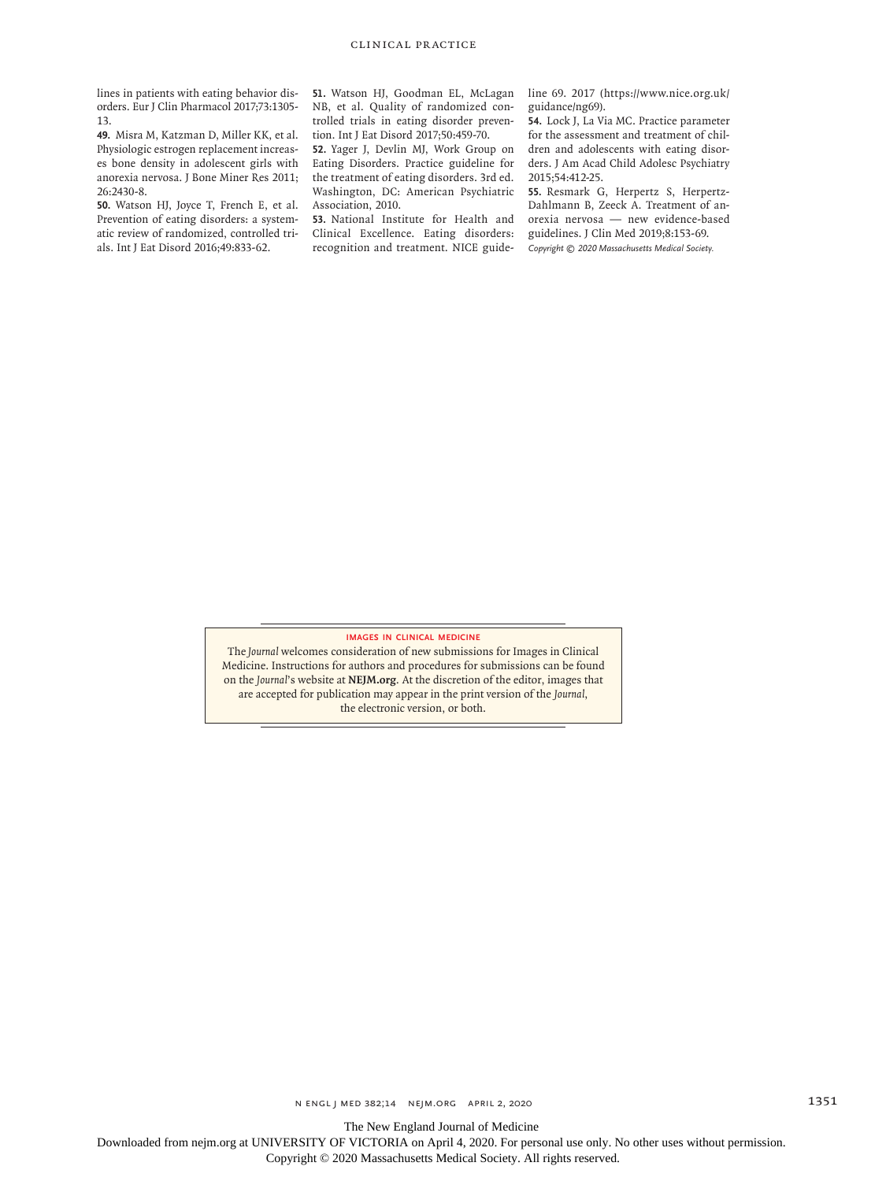lines in patients with eating behavior disorders. Eur J Clin Pharmacol 2017;73:1305-13.

**49.** Misra M, Katzman D, Miller KK, et al. Physiologic estrogen replacement increases bone density in adolescent girls with anorexia nervosa. J Bone Miner Res 2011;26:2430-8.

**50.** Watson HJ, Joyce T, French E, et al. Prevention of eating disorders: a systematic review of randomized, controlled trials. Int J Eat Disord 2016;49:833-62.

**51.** Watson HJ, Goodman EL, McLagan NB, et al. Quality of randomized controlled trials in eating disorder prevention. Int J Eat Disord 2017;50:459-70.

**52.** Yager J, Devlin MJ, Work Group on Eating Disorders. Practice guideline for the treatment of eating disorders. 3rd ed. Washington, DC: American Psychiatric Association, 2010.

**53.** National Institute for Health and Clinical Excellence. Eating disorders: recognition and treatment. NICE guideline 69. 2017 (https://www.nice.org.uk/guidance/ng69).

**54.** Lock J, La Via MC. Practice parameter for the assessment and treatment of children and adolescents with eating disorders. J Am Acad Child Adolesc Psychiatry 2015;54:412-25.

**55.** Resmark G, Herpertz S, Herpertz-Dahlmann B, Zeeck A. Treatment of anorexia nervosa — new evidence-based guidelines. J Clin Med 2019;8:153-69.

*Copyright © 2020 Massachusetts Medical Society.*

**IMAGES IN CLINICAL MEDICINE**

The *Journal* welcomes consideration of new submissions for Images in Clinical Medicine. Instructions for authors and procedures for submissions can be found on the *Journal*'s website at **NEJM.org**. At the discretion of the editor, images that are accepted for publication may appear in the print version of the *Journal*, the electronic version, or both.